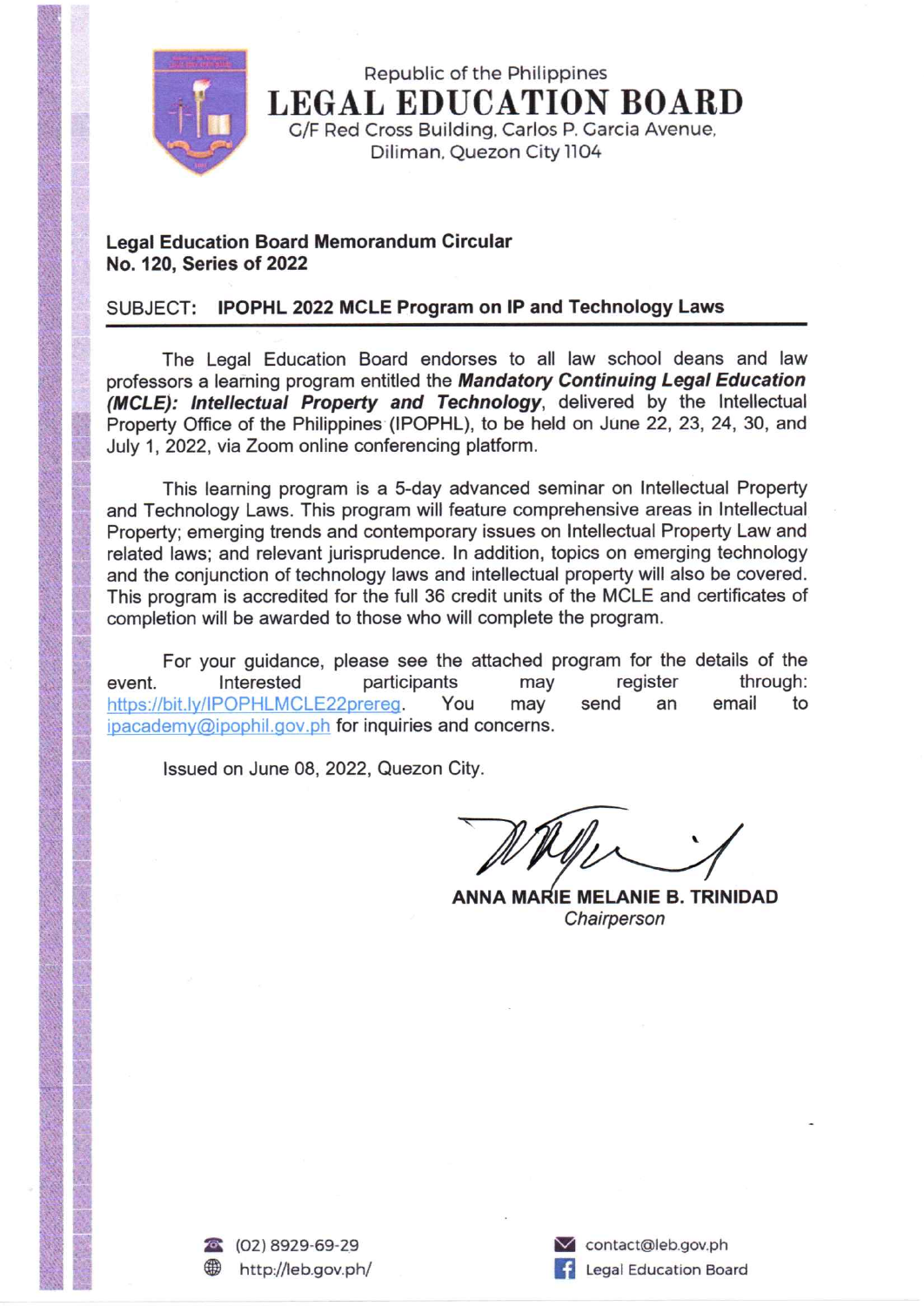Republic of the Philippines

# LEGAL EDUCATION BOARD

G/F Red Cross Building, Carlos P. Garcia Avenue, Diliman, Quezon City 1104

**Legal Education Board Memorandum Circular**
**No. 120, Series of 2022**

SUBJECT: **IPOPHL 2022 MCLE Program on IP and Technology Laws**

The Legal Education Board endorses to all law school deans and law professors a learning program entitled the ***Mandatory Continuing Legal Education (MCLE): Intellectual Property and Technology***, delivered by the Intellectual Property Office of the Philippines (IPOPHL), to be held on June 22, 23, 24, 30, and July 1, 2022, via Zoom online conferencing platform.

This learning program is a 5-day advanced seminar on Intellectual Property and Technology Laws. This program will feature comprehensive areas in Intellectual Property; emerging trends and contemporary issues on Intellectual Property Law and related laws; and relevant jurisprudence. In addition, topics on emerging technology and the conjunction of technology laws and intellectual property will also be covered. This program is accredited for the full 36 credit units of the MCLE and certificates of completion will be awarded to those who will complete the program.

For your guidance, please see the attached program for the details of the event. Interested participants may register through: https://bit.ly/IPOPHLMCLE22prereg. You may send an email to ipacademy@ipophil.gov.ph for inquiries and concerns.

Issued on June 08, 2022, Quezon City.

**ANNA MARIE MELANIE B. TRINIDAD**
*Chairperson*

(02) 8929-69-29
http://leb.gov.ph/
contact@leb.gov.ph
Legal Education Board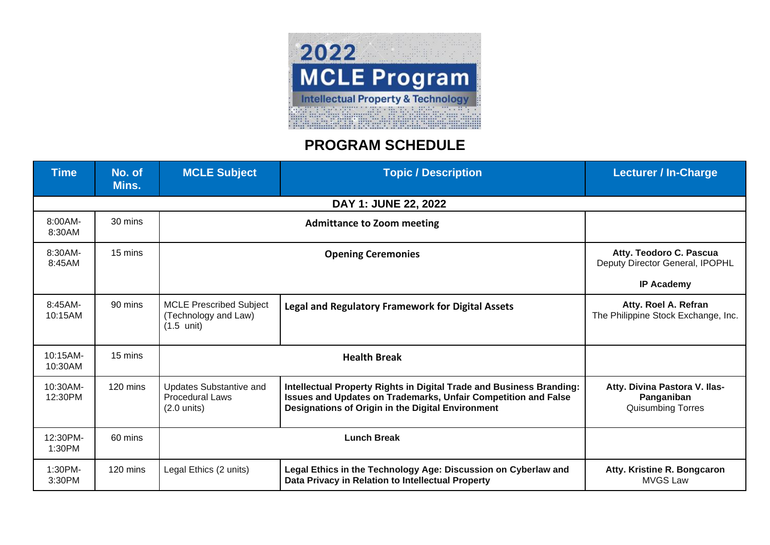2022 MCLE Program

Intellectual Property & Technology

## PROGRAM SCHEDULE

| Time | No. of Mins. | MCLE Subject | Topic / Description | Lecturer / In-Charge |
|---|---|---|---|---|
| **DAY 1: JUNE 22, 2022** | | | | |
| 8:00AM-8:30AM | 30 mins | **Admittance to Zoom meeting** | | |
| 8:30AM-8:45AM | 15 mins | **Opening Ceremonies** | | **Atty. Teodoro C. Pascua** Deputy Director General, IPOPHL **IP Academy** |
| 8:45AM-10:15AM | 90 mins | MCLE Prescribed Subject (Technology and Law) (1.5 unit) | **Legal and Regulatory Framework for Digital Assets** | **Atty. Roel A. Refran** The Philippine Stock Exchange, Inc. |
| 10:15AM-10:30AM | 15 mins | **Health Break** | | |
| 10:30AM-12:30PM | 120 mins | Updates Substantive and Procedural Laws (2.0 units) | **Intellectual Property Rights in Digital Trade and Business Branding: Issues and Updates on Trademarks, Unfair Competition and False Designations of Origin in the Digital Environment** | **Atty. Divina Pastora V. Ilas-Panganiban** Quisumbing Torres |
| 12:30PM-1:30PM | 60 mins | **Lunch Break** | | |
| 1:30PM-3:30PM | 120 mins | Legal Ethics (2 units) | **Legal Ethics in the Technology Age: Discussion on Cyberlaw and Data Privacy in Relation to Intellectual Property** | **Atty. Kristine R. Bongcaron** MVGS Law |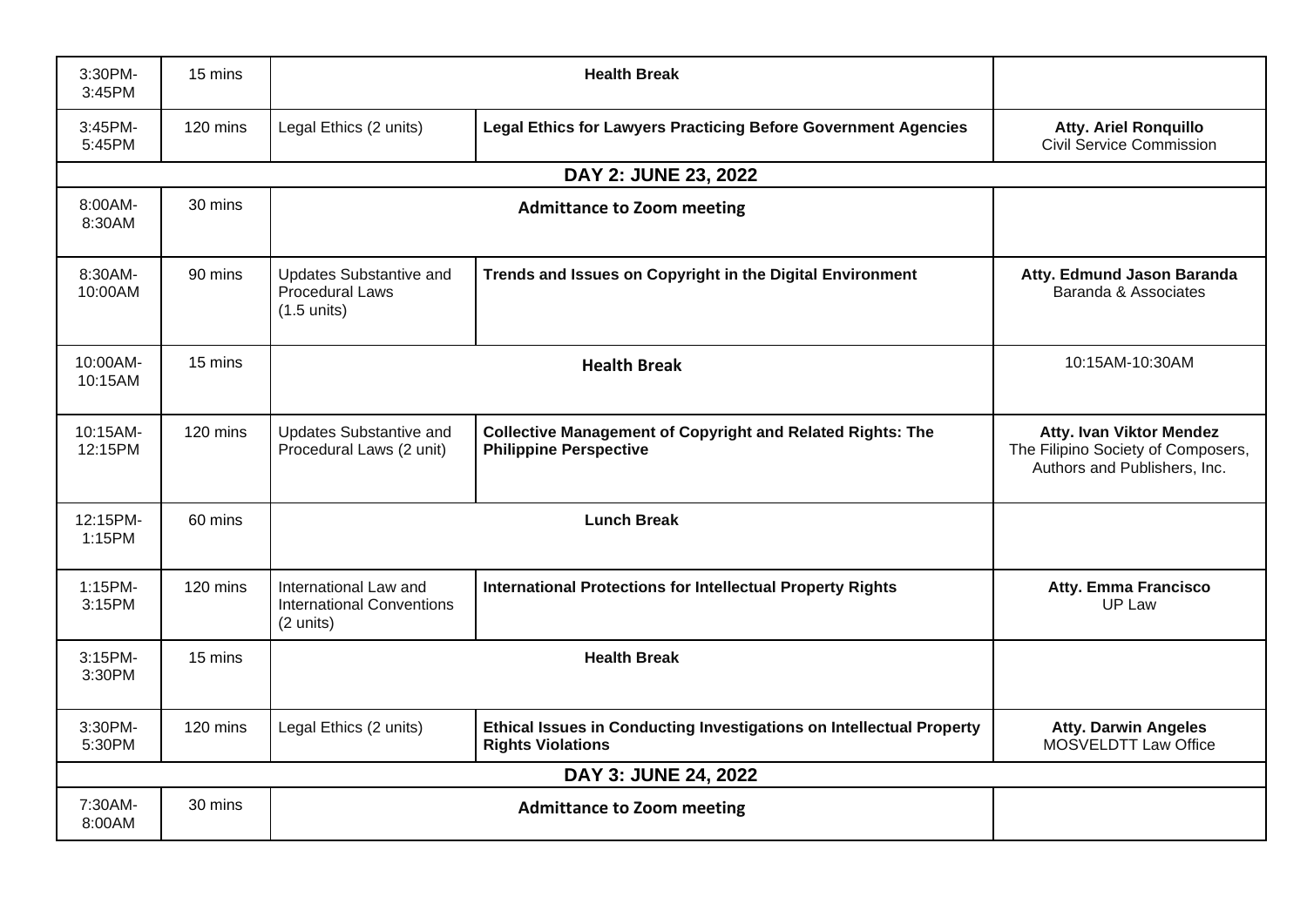| | | | | |
|---|---|---|---|---|
| 3:30PM-3:45PM | 15 mins | **Health Break** | | |
| 3:45PM-5:45PM | 120 mins | Legal Ethics (2 units) | **Legal Ethics for Lawyers Practicing Before Government Agencies** | **Atty. Ariel Ronquillo** Civil Service Commission |
| **DAY 2: JUNE 23, 2022** | | | | |
| 8:00AM-8:30AM | 30 mins | **Admittance to Zoom meeting** | | |
| 8:30AM-10:00AM | 90 mins | Updates Substantive and Procedural Laws (1.5 units) | **Trends and Issues on Copyright in the Digital Environment** | **Atty. Edmund Jason Baranda** Baranda & Associates |
| 10:00AM-10:15AM | 15 mins | **Health Break** | | 10:15AM-10:30AM |
| 10:15AM-12:15PM | 120 mins | Updates Substantive and Procedural Laws (2 unit) | **Collective Management of Copyright and Related Rights: The Philippine Perspective** | **Atty. Ivan Viktor Mendez** The Filipino Society of Composers, Authors and Publishers, Inc. |
| 12:15PM-1:15PM | 60 mins | **Lunch Break** | | |
| 1:15PM-3:15PM | 120 mins | International Law and International Conventions (2 units) | **International Protections for Intellectual Property Rights** | **Atty. Emma Francisco** UP Law |
| 3:15PM-3:30PM | 15 mins | **Health Break** | | |
| 3:30PM-5:30PM | 120 mins | Legal Ethics (2 units) | **Ethical Issues in Conducting Investigations on Intellectual Property Rights Violations** | **Atty. Darwin Angeles** MOSVELDTT Law Office |
| **DAY 3: JUNE 24, 2022** | | | | |
| 7:30AM-8:00AM | 30 mins | **Admittance to Zoom meeting** | | |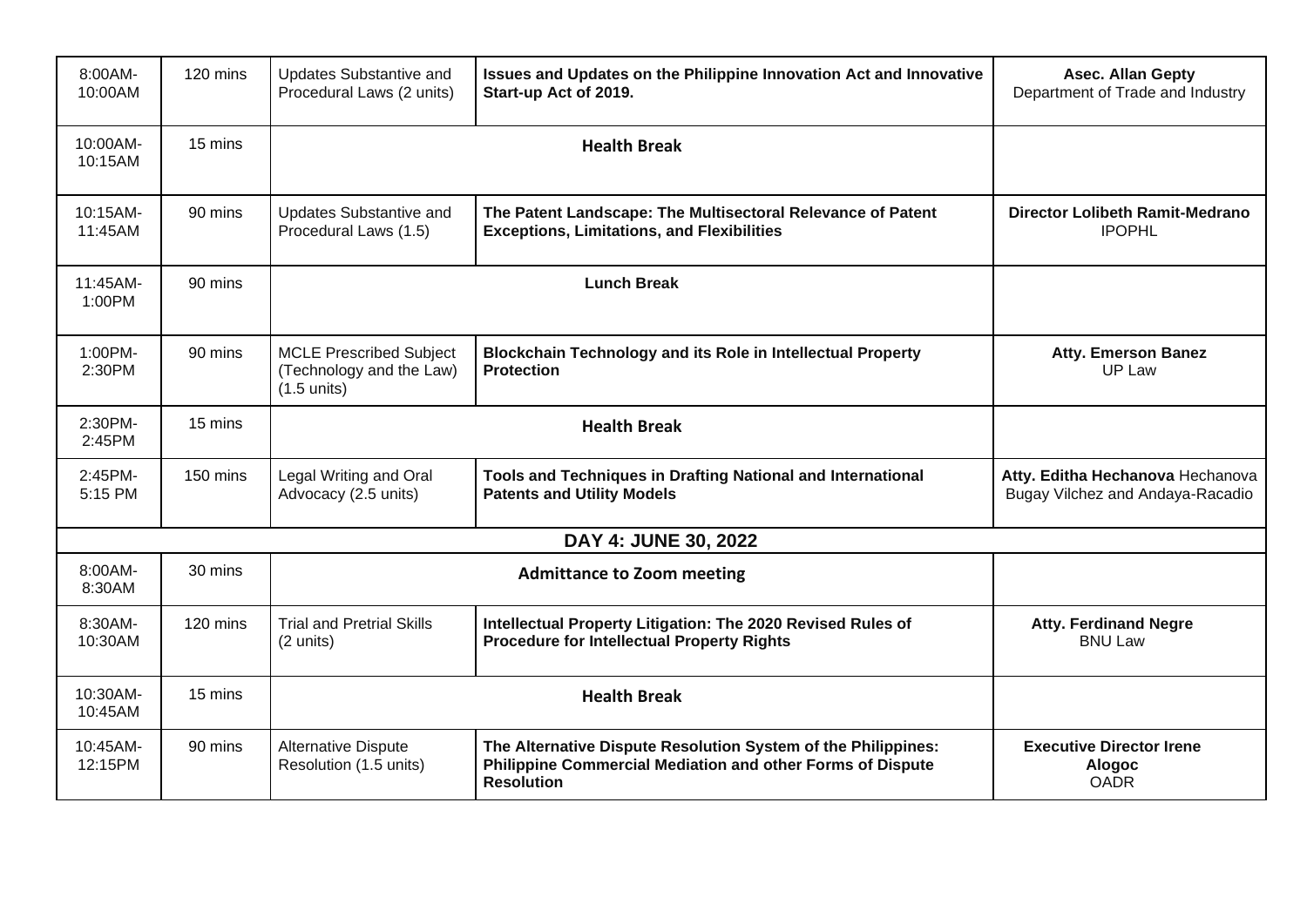| | | | | |
|---|---|---|---|---|
| 8:00AM-10:00AM | 120 mins | Updates Substantive and Procedural Laws (2 units) | **Issues and Updates on the Philippine Innovation Act and Innovative Start-up Act of 2019.** | **Asec. Allan Gepty** Department of Trade and Industry |
| 10:00AM-10:15AM | 15 mins | **Health Break** | | |
| 10:15AM-11:45AM | 90 mins | Updates Substantive and Procedural Laws (1.5) | **The Patent Landscape: The Multisectoral Relevance of Patent Exceptions, Limitations, and Flexibilities** | **Director Lolibeth Ramit-Medrano** IPOPHL |
| 11:45AM-1:00PM | 90 mins | **Lunch Break** | | |
| 1:00PM-2:30PM | 90 mins | MCLE Prescribed Subject (Technology and the Law) (1.5 units) | **Blockchain Technology and its Role in Intellectual Property Protection** | **Atty. Emerson Banez** UP Law |
| 2:30PM-2:45PM | 15 mins | **Health Break** | | |
| 2:45PM-5:15 PM | 150 mins | Legal Writing and Oral Advocacy (2.5 units) | **Tools and Techniques in Drafting National and International Patents and Utility Models** | **Atty. Editha Hechanova** Hechanova Bugay Vilchez and Andaya-Racadio |
| **DAY 4: JUNE 30, 2022** | | | | |
| 8:00AM-8:30AM | 30 mins | **Admittance to Zoom meeting** | | |
| 8:30AM-10:30AM | 120 mins | Trial and Pretrial Skills (2 units) | **Intellectual Property Litigation: The 2020 Revised Rules of Procedure for Intellectual Property Rights** | **Atty. Ferdinand Negre** BNU Law |
| 10:30AM-10:45AM | 15 mins | **Health Break** | | |
| 10:45AM-12:15PM | 90 mins | Alternative Dispute Resolution (1.5 units) | **The Alternative Dispute Resolution System of the Philippines: Philippine Commercial Mediation and other Forms of Dispute Resolution** | **Executive Director Irene Alogoc** OADR |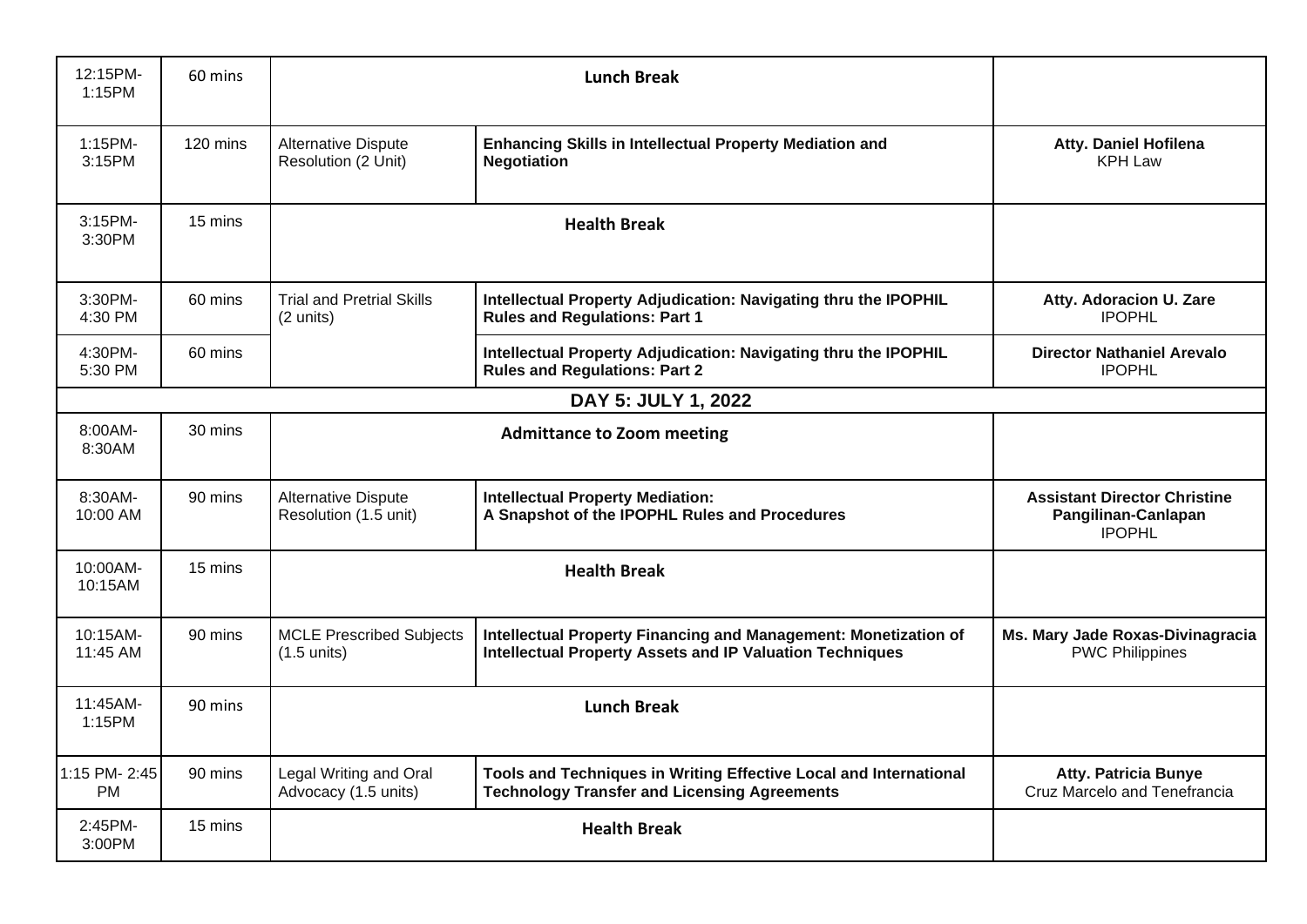| 12:15PM-1:15PM | 60 mins | **Lunch Break** | | |
|---|---|---|---|---|
| 1:15PM-3:15PM | 120 mins | Alternative Dispute Resolution (2 Unit) | **Enhancing Skills in Intellectual Property Mediation and Negotiation** | **Atty. Daniel Hofilena** KPH Law |
| 3:15PM-3:30PM | 15 mins | **Health Break** | | |
| 3:30PM-4:30 PM | 60 mins | Trial and Pretrial Skills (2 units) | **Intellectual Property Adjudication: Navigating thru the IPOPHIL Rules and Regulations: Part 1** | **Atty. Adoracion U. Zare** IPOPHL |
| 4:30PM-5:30 PM | 60 mins | | **Intellectual Property Adjudication: Navigating thru the IPOPHIL Rules and Regulations: Part 2** | **Director Nathaniel Arevalo** IPOPHL |
| **DAY 5: JULY 1, 2022** | | | | |
| 8:00AM-8:30AM | 30 mins | **Admittance to Zoom meeting** | | |
| 8:30AM-10:00 AM | 90 mins | Alternative Dispute Resolution (1.5 unit) | **Intellectual Property Mediation: A Snapshot of the IPOPHL Rules and Procedures** | **Assistant Director Christine Pangilinan-Canlapan** IPOPHL |
| 10:00AM-10:15AM | 15 mins | **Health Break** | | |
| 10:15AM-11:45 AM | 90 mins | MCLE Prescribed Subjects (1.5 units) | **Intellectual Property Financing and Management: Monetization of Intellectual Property Assets and IP Valuation Techniques** | **Ms. Mary Jade Roxas-Divinagracia** PWC Philippines |
| 11:45AM-1:15PM | 90 mins | **Lunch Break** | | |
| 1:15 PM- 2:45 PM | 90 mins | Legal Writing and Oral Advocacy (1.5 units) | **Tools and Techniques in Writing Effective Local and International Technology Transfer and Licensing Agreements** | **Atty. Patricia Bunye** Cruz Marcelo and Tenefrancia |
| 2:45PM-3:00PM | 15 mins | **Health Break** | | |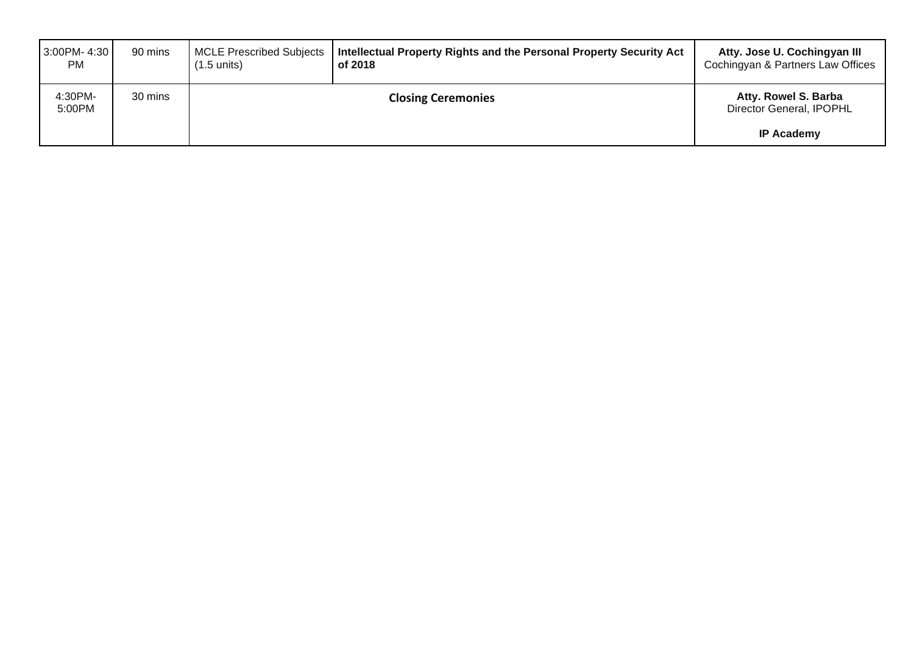| | | | | |
|---|---|---|---|---|
| 3:00PM- 4:30 PM | 90 mins | MCLE Prescribed Subjects (1.5 units) | **Intellectual Property Rights and the Personal Property Security Act of 2018** | **Atty. Jose U. Cochingyan III** Cochingyan & Partners Law Offices |
| 4:30PM- 5:00PM | 30 mins | **Closing Ceremonies** | | **Atty. Rowel S. Barba** Director General, IPOPHL **IP Academy** |